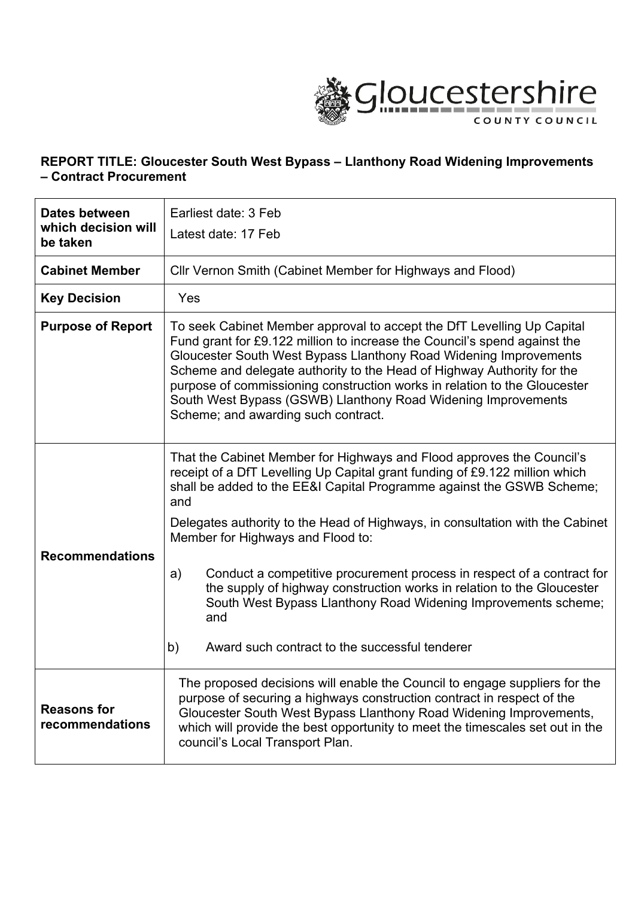Gloucestershire County Council

**REPORT TITLE: Gloucester South West Bypass – Llanthony Road Widening Improvements – Contract Procurement**

| | |
|---|---|
| **Dates between which decision will be taken** | Earliest date: 3 Feb<br>Latest date: 17 Feb |
| **Cabinet Member** | Cllr Vernon Smith (Cabinet Member for Highways and Flood) |
| **Key Decision** | Yes |
| **Purpose of Report** | To seek Cabinet Member approval to accept the DfT Levelling Up Capital Fund grant for £9.122 million to increase the Council's spend against the Gloucester South West Bypass Llanthony Road Widening Improvements Scheme and delegate authority to the Head of Highway Authority for the purpose of commissioning construction works in relation to the Gloucester South West Bypass (GSWB) Llanthony Road Widening Improvements Scheme; and awarding such contract. |
| **Recommendations** | That the Cabinet Member for Highways and Flood approves the Council's receipt of a DfT Levelling Up Capital grant funding of £9.122 million which shall be added to the EE&I Capital Programme against the GSWB Scheme; and<br><br>Delegates authority to the Head of Highways, in consultation with the Cabinet Member for Highways and Flood to:<br><br>a) Conduct a competitive procurement process in respect of a contract for the supply of highway construction works in relation to the Gloucester South West Bypass Llanthony Road Widening Improvements scheme; and<br><br>b) Award such contract to the successful tenderer |
| **Reasons for recommendations** | The proposed decisions will enable the Council to engage suppliers for the purpose of securing a highways construction contract in respect of the Gloucester South West Bypass Llanthony Road Widening Improvements, which will provide the best opportunity to meet the timescales set out in the council's Local Transport Plan. |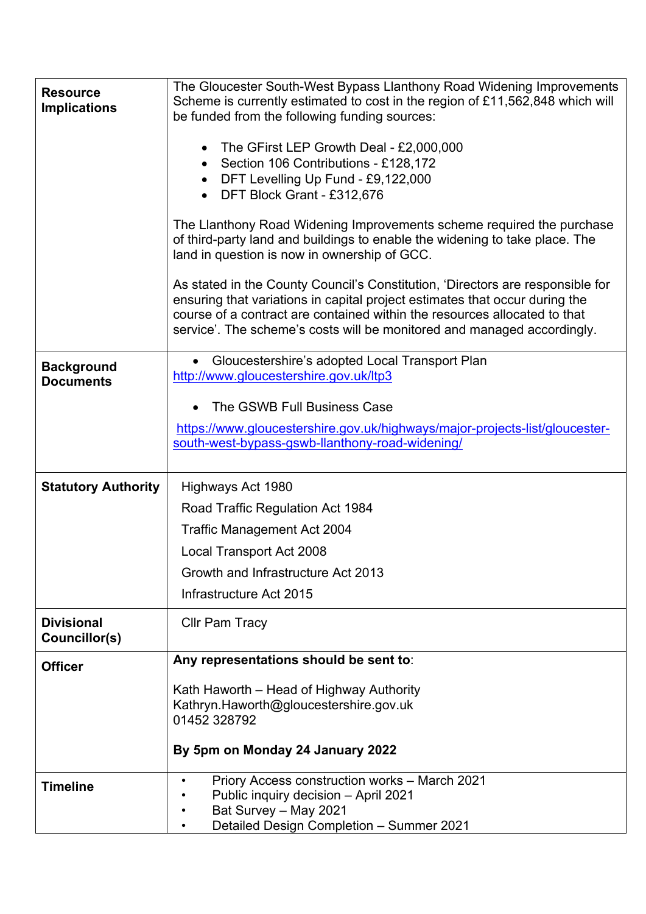| | |
|---|---|
| **Resource Implications** | The Gloucester South-West Bypass Llanthony Road Widening Improvements Scheme is currently estimated to cost in the region of £11,562,848 which will be funded from the following funding sources:<br><br>• The GFirst LEP Growth Deal - £2,000,000<br>• Section 106 Contributions - £128,172<br>• DFT Levelling Up Fund - £9,122,000<br>• DFT Block Grant - £312,676<br><br>The Llanthony Road Widening Improvements scheme required the purchase of third-party land and buildings to enable the widening to take place. The land in question is now in ownership of GCC.<br><br>As stated in the County Council's Constitution, 'Directors are responsible for ensuring that variations in capital project estimates that occur during the course of a contract are contained within the resources allocated to that service'. The scheme's costs will be monitored and managed accordingly. |
| **Background Documents** | • Gloucestershire's adopted Local Transport Plan<br>http://www.gloucestershire.gov.uk/ltp3<br><br>• The GSWB Full Business Case<br>https://www.gloucestershire.gov.uk/highways/major-projects-list/gloucester-south-west-bypass-gswb-llanthony-road-widening/ |
| **Statutory Authority** | Highways Act 1980<br>Road Traffic Regulation Act 1984<br>Traffic Management Act 2004<br>Local Transport Act 2008<br>Growth and Infrastructure Act 2013<br>Infrastructure Act 2015 |
| **Divisional Councillor(s)** | Cllr Pam Tracy |
| **Officer** | **Any representations should be sent to**:<br><br>Kath Haworth – Head of Highway Authority<br>Kathryn.Haworth@gloucestershire.gov.uk<br>01452 328792<br><br>**By 5pm on Monday 24 January 2022** |
| **Timeline** | • Priory Access construction works – March 2021<br>• Public inquiry decision – April 2021<br>• Bat Survey – May 2021<br>• Detailed Design Completion – Summer 2021 |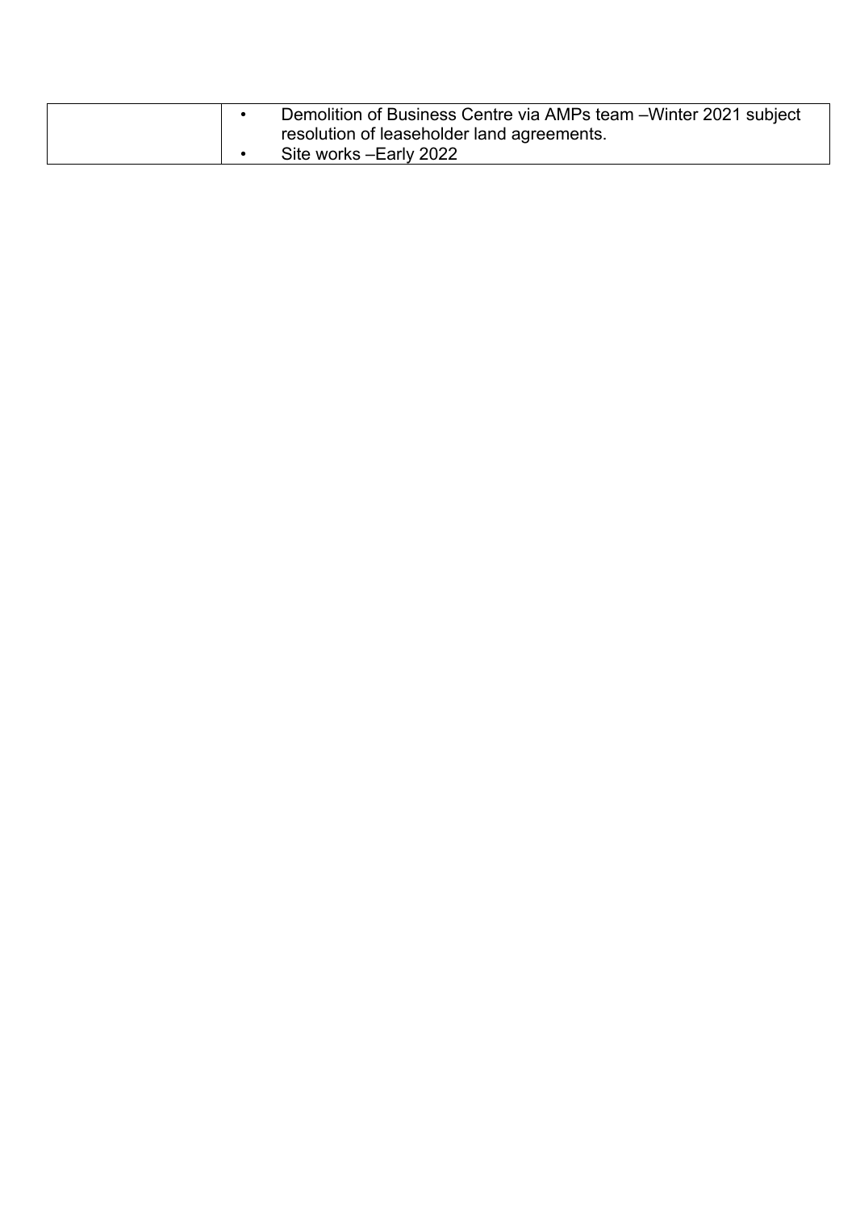|  |  |
| --- | --- |
|  | • Demolition of Business Centre via AMPs team –Winter 2021 subject resolution of leaseholder land agreements.<br>• Site works –Early 2022 |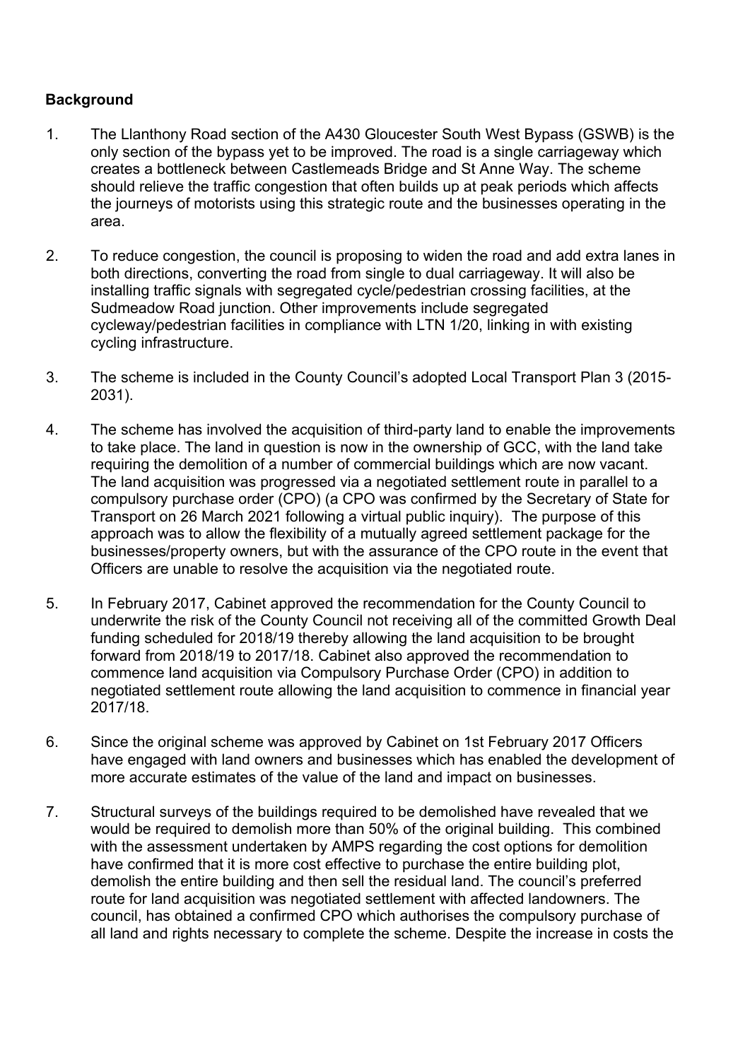**Background**

1. The Llanthony Road section of the A430 Gloucester South West Bypass (GSWB) is the only section of the bypass yet to be improved. The road is a single carriageway which creates a bottleneck between Castlemeads Bridge and St Anne Way. The scheme should relieve the traffic congestion that often builds up at peak periods which affects the journeys of motorists using this strategic route and the businesses operating in the area.

2. To reduce congestion, the council is proposing to widen the road and add extra lanes in both directions, converting the road from single to dual carriageway. It will also be installing traffic signals with segregated cycle/pedestrian crossing facilities, at the Sudmeadow Road junction. Other improvements include segregated cycleway/pedestrian facilities in compliance with LTN 1/20, linking in with existing cycling infrastructure.

3. The scheme is included in the County Council's adopted Local Transport Plan 3 (2015-2031).

4. The scheme has involved the acquisition of third-party land to enable the improvements to take place. The land in question is now in the ownership of GCC, with the land take requiring the demolition of a number of commercial buildings which are now vacant. The land acquisition was progressed via a negotiated settlement route in parallel to a compulsory purchase order (CPO) (a CPO was confirmed by the Secretary of State for Transport on 26 March 2021 following a virtual public inquiry). The purpose of this approach was to allow the flexibility of a mutually agreed settlement package for the businesses/property owners, but with the assurance of the CPO route in the event that Officers are unable to resolve the acquisition via the negotiated route.

5. In February 2017, Cabinet approved the recommendation for the County Council to underwrite the risk of the County Council not receiving all of the committed Growth Deal funding scheduled for 2018/19 thereby allowing the land acquisition to be brought forward from 2018/19 to 2017/18. Cabinet also approved the recommendation to commence land acquisition via Compulsory Purchase Order (CPO) in addition to negotiated settlement route allowing the land acquisition to commence in financial year 2017/18.

6. Since the original scheme was approved by Cabinet on 1st February 2017 Officers have engaged with land owners and businesses which has enabled the development of more accurate estimates of the value of the land and impact on businesses.

7. Structural surveys of the buildings required to be demolished have revealed that we would be required to demolish more than 50% of the original building. This combined with the assessment undertaken by AMPS regarding the cost options for demolition have confirmed that it is more cost effective to purchase the entire building plot, demolish the entire building and then sell the residual land. The council's preferred route for land acquisition was negotiated settlement with affected landowners. The council, has obtained a confirmed CPO which authorises the compulsory purchase of all land and rights necessary to complete the scheme. Despite the increase in costs the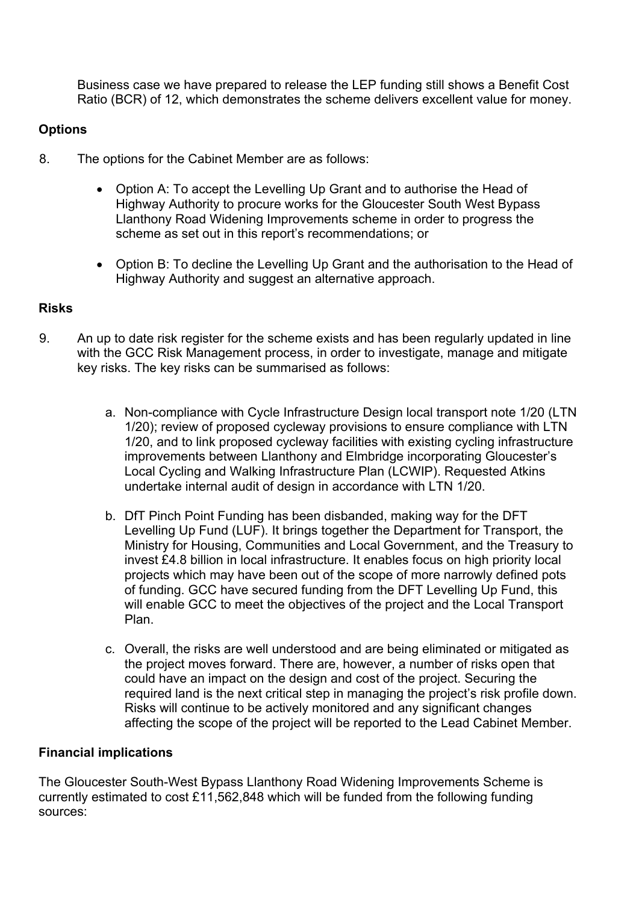Business case we have prepared to release the LEP funding still shows a Benefit Cost Ratio (BCR) of 12, which demonstrates the scheme delivers excellent value for money.

**Options**

8. The options for the Cabinet Member are as follows:

   - Option A: To accept the Levelling Up Grant and to authorise the Head of Highway Authority to procure works for the Gloucester South West Bypass Llanthony Road Widening Improvements scheme in order to progress the scheme as set out in this report's recommendations; or

   - Option B: To decline the Levelling Up Grant and the authorisation to the Head of Highway Authority and suggest an alternative approach.

**Risks**

9. An up to date risk register for the scheme exists and has been regularly updated in line with the GCC Risk Management process, in order to investigate, manage and mitigate key risks. The key risks can be summarised as follows:

   a. Non-compliance with Cycle Infrastructure Design local transport note 1/20 (LTN 1/20); review of proposed cycleway provisions to ensure compliance with LTN 1/20, and to link proposed cycleway facilities with existing cycling infrastructure improvements between Llanthony and Elmbridge incorporating Gloucester's Local Cycling and Walking Infrastructure Plan (LCWIP). Requested Atkins undertake internal audit of design in accordance with LTN 1/20.

   b. DfT Pinch Point Funding has been disbanded, making way for the DFT Levelling Up Fund (LUF). It brings together the Department for Transport, the Ministry for Housing, Communities and Local Government, and the Treasury to invest £4.8 billion in local infrastructure. It enables focus on high priority local projects which may have been out of the scope of more narrowly defined pots of funding. GCC have secured funding from the DFT Levelling Up Fund, this will enable GCC to meet the objectives of the project and the Local Transport Plan.

   c. Overall, the risks are well understood and are being eliminated or mitigated as the project moves forward. There are, however, a number of risks open that could have an impact on the design and cost of the project. Securing the required land is the next critical step in managing the project's risk profile down. Risks will continue to be actively monitored and any significant changes affecting the scope of the project will be reported to the Lead Cabinet Member.

**Financial implications**

The Gloucester South-West Bypass Llanthony Road Widening Improvements Scheme is currently estimated to cost £11,562,848 which will be funded from the following funding sources: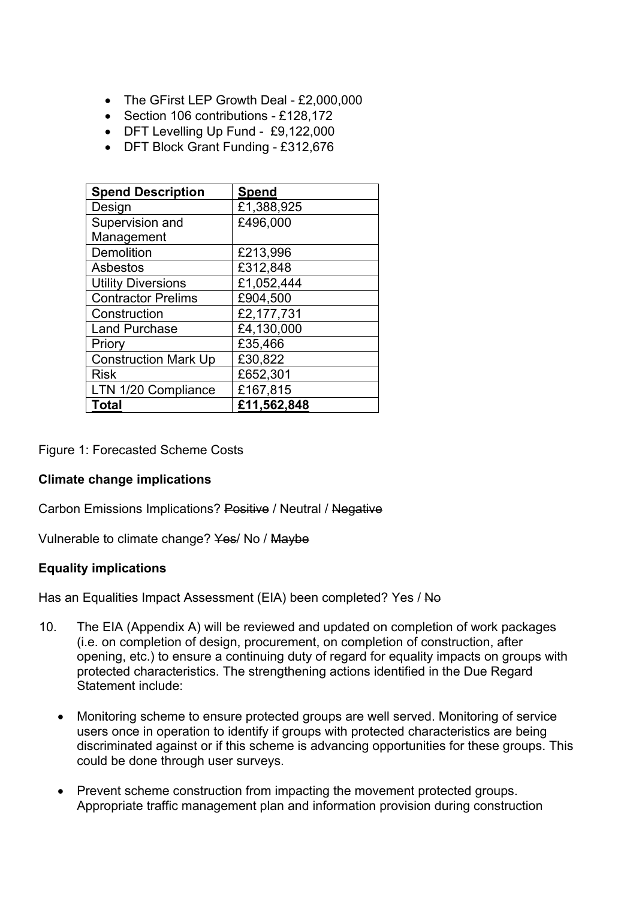- The GFirst LEP Growth Deal - £2,000,000
- Section 106 contributions - £128,172
- DFT Levelling Up Fund - £9,122,000
- DFT Block Grant Funding - £312,676

| **Spend Description** | **Spend** |
|---|---|
| Design | £1,388,925 |
| Supervision and Management | £496,000 |
| Demolition | £213,996 |
| Asbestos | £312,848 |
| Utility Diversions | £1,052,444 |
| Contractor Prelims | £904,500 |
| Construction | £2,177,731 |
| Land Purchase | £4,130,000 |
| Priory | £35,466 |
| Construction Mark Up | £30,822 |
| Risk | £652,301 |
| LTN 1/20 Compliance | £167,815 |
| **Total** | **£11,562,848** |

Figure 1: Forecasted Scheme Costs

**Climate change implications**

Carbon Emissions Implications? ~~Positive~~ / Neutral / ~~Negative~~

Vulnerable to climate change? ~~Yes~~/ No / ~~Maybe~~

**Equality implications**

Has an Equalities Impact Assessment (EIA) been completed? Yes / ~~No~~

10. The EIA (Appendix A) will be reviewed and updated on completion of work packages (i.e. on completion of design, procurement, on completion of construction, after opening, etc.) to ensure a continuing duty of regard for equality impacts on groups with protected characteristics. The strengthening actions identified in the Due Regard Statement include:

    - Monitoring scheme to ensure protected groups are well served. Monitoring of service users once in operation to identify if groups with protected characteristics are being discriminated against or if this scheme is advancing opportunities for these groups. This could be done through user surveys.

    - Prevent scheme construction from impacting the movement protected groups. Appropriate traffic management plan and information provision during construction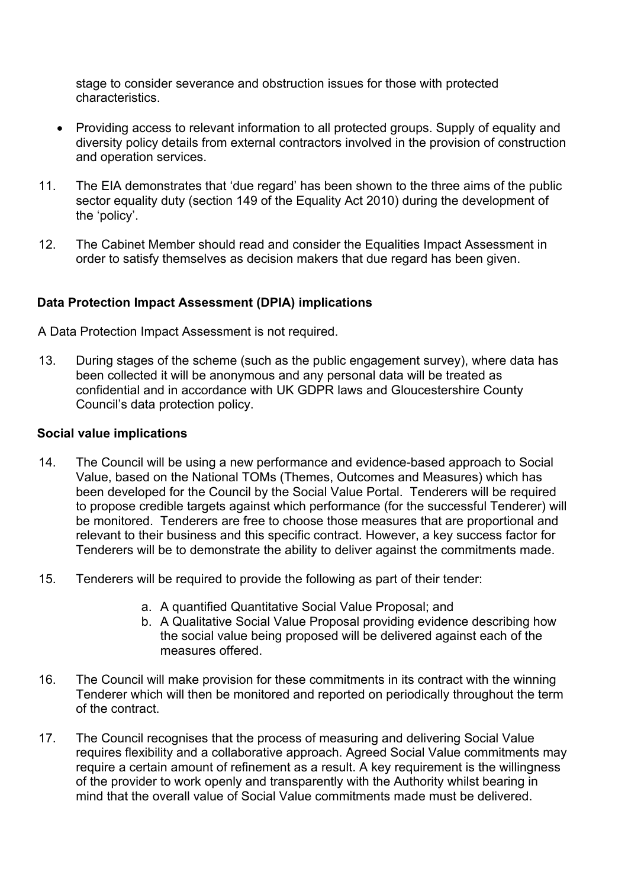stage to consider severance and obstruction issues for those with protected characteristics.

- Providing access to relevant information to all protected groups. Supply of equality and diversity policy details from external contractors involved in the provision of construction and operation services.

11. The EIA demonstrates that 'due regard' has been shown to the three aims of the public sector equality duty (section 149 of the Equality Act 2010) during the development of the 'policy'.

12. The Cabinet Member should read and consider the Equalities Impact Assessment in order to satisfy themselves as decision makers that due regard has been given.

**Data Protection Impact Assessment (DPIA) implications**

A Data Protection Impact Assessment is not required.

13. During stages of the scheme (such as the public engagement survey), where data has been collected it will be anonymous and any personal data will be treated as confidential and in accordance with UK GDPR laws and Gloucestershire County Council's data protection policy.

**Social value implications**

14. The Council will be using a new performance and evidence-based approach to Social Value, based on the National TOMs (Themes, Outcomes and Measures) which has been developed for the Council by the Social Value Portal. Tenderers will be required to propose credible targets against which performance (for the successful Tenderer) will be monitored. Tenderers are free to choose those measures that are proportional and relevant to their business and this specific contract. However, a key success factor for Tenderers will be to demonstrate the ability to deliver against the commitments made.

15. Tenderers will be required to provide the following as part of their tender:

    a. A quantified Quantitative Social Value Proposal; and
    b. A Qualitative Social Value Proposal providing evidence describing how the social value being proposed will be delivered against each of the measures offered.

16. The Council will make provision for these commitments in its contract with the winning Tenderer which will then be monitored and reported on periodically throughout the term of the contract.

17. The Council recognises that the process of measuring and delivering Social Value requires flexibility and a collaborative approach. Agreed Social Value commitments may require a certain amount of refinement as a result. A key requirement is the willingness of the provider to work openly and transparently with the Authority whilst bearing in mind that the overall value of Social Value commitments made must be delivered.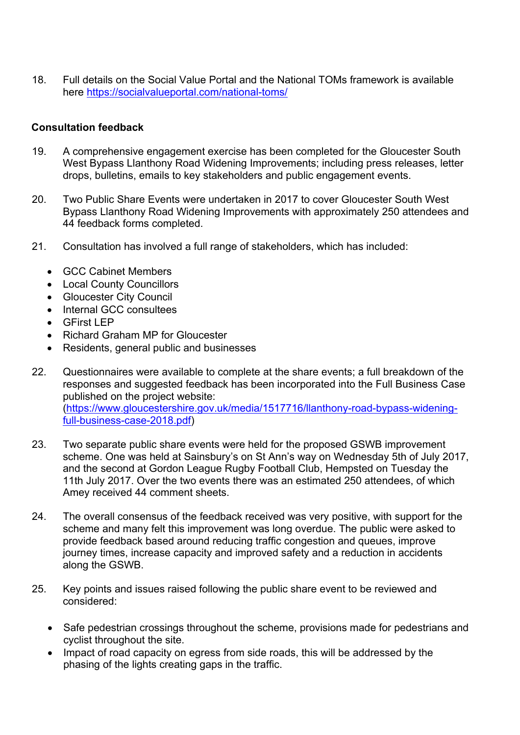18. Full details on the Social Value Portal and the National TOMs framework is available here https://socialvalueportal.com/national-toms/

**Consultation feedback**

19. A comprehensive engagement exercise has been completed for the Gloucester South West Bypass Llanthony Road Widening Improvements; including press releases, letter drops, bulletins, emails to key stakeholders and public engagement events.

20. Two Public Share Events were undertaken in 2017 to cover Gloucester South West Bypass Llanthony Road Widening Improvements with approximately 250 attendees and 44 feedback forms completed.

21. Consultation has involved a full range of stakeholders, which has included:

- GCC Cabinet Members
- Local County Councillors
- Gloucester City Council
- Internal GCC consultees
- GFirst LEP
- Richard Graham MP for Gloucester
- Residents, general public and businesses

22. Questionnaires were available to complete at the share events; a full breakdown of the responses and suggested feedback has been incorporated into the Full Business Case published on the project website: (https://www.gloucestershire.gov.uk/media/1517716/llanthony-road-bypass-widening-full-business-case-2018.pdf)

23. Two separate public share events were held for the proposed GSWB improvement scheme. One was held at Sainsbury's on St Ann's way on Wednesday 5th of July 2017, and the second at Gordon League Rugby Football Club, Hempsted on Tuesday the 11th July 2017. Over the two events there was an estimated 250 attendees, of which Amey received 44 comment sheets.

24. The overall consensus of the feedback received was very positive, with support for the scheme and many felt this improvement was long overdue. The public were asked to provide feedback based around reducing traffic congestion and queues, improve journey times, increase capacity and improved safety and a reduction in accidents along the GSWB.

25. Key points and issues raised following the public share event to be reviewed and considered:

- Safe pedestrian crossings throughout the scheme, provisions made for pedestrians and cyclist throughout the site.
- Impact of road capacity on egress from side roads, this will be addressed by the phasing of the lights creating gaps in the traffic.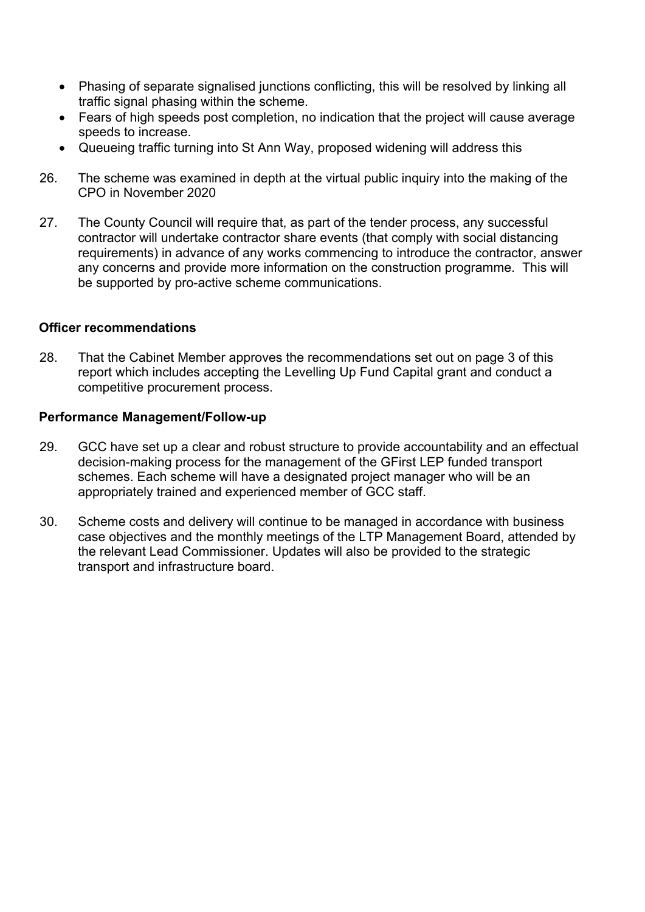- Phasing of separate signalised junctions conflicting, this will be resolved by linking all traffic signal phasing within the scheme.
- Fears of high speeds post completion, no indication that the project will cause average speeds to increase.
- Queueing traffic turning into St Ann Way, proposed widening will address this

26. The scheme was examined in depth at the virtual public inquiry into the making of the CPO in November 2020

27. The County Council will require that, as part of the tender process, any successful contractor will undertake contractor share events (that comply with social distancing requirements) in advance of any works commencing to introduce the contractor, answer any concerns and provide more information on the construction programme. This will be supported by pro-active scheme communications.

**Officer recommendations**

28. That the Cabinet Member approves the recommendations set out on page 3 of this report which includes accepting the Levelling Up Fund Capital grant and conduct a competitive procurement process.

**Performance Management/Follow-up**

29. GCC have set up a clear and robust structure to provide accountability and an effectual decision-making process for the management of the GFirst LEP funded transport schemes. Each scheme will have a designated project manager who will be an appropriately trained and experienced member of GCC staff.

30. Scheme costs and delivery will continue to be managed in accordance with business case objectives and the monthly meetings of the LTP Management Board, attended by the relevant Lead Commissioner. Updates will also be provided to the strategic transport and infrastructure board.